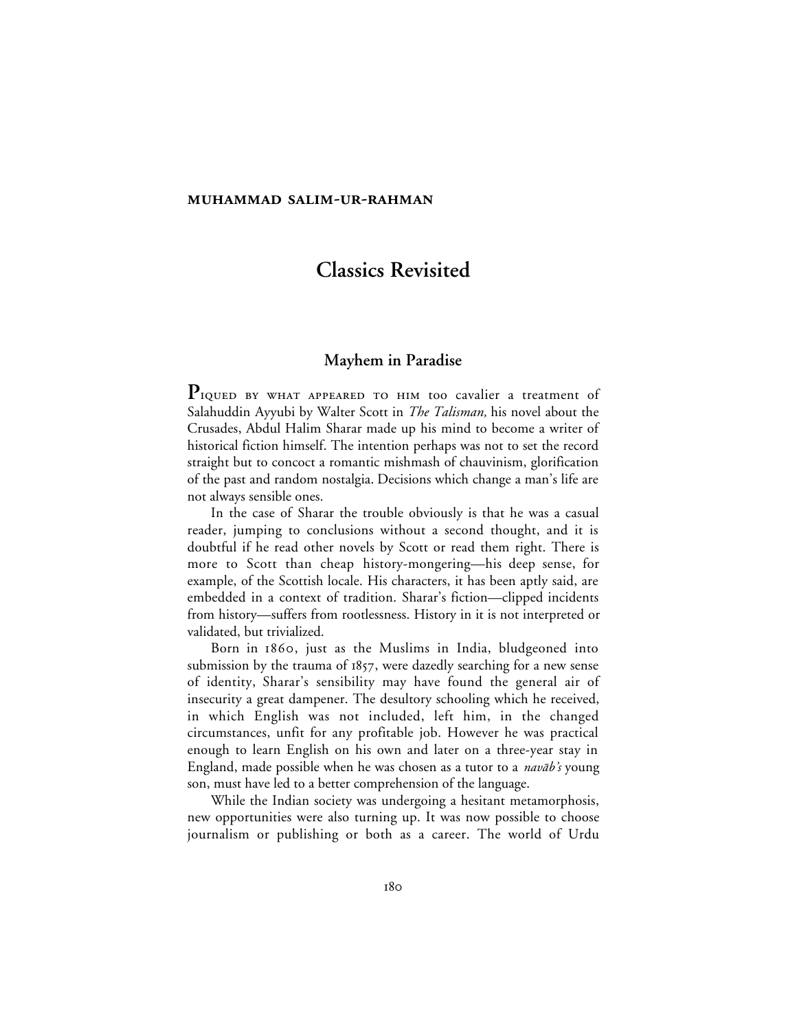**MUHAMMAD SALIM-UR-RAHMAN**

# Classics Revisited

## Mayhem in Paradise

PIQUED BY WHAT APPEARED TO HIM too cavalier a treatment of Salahuddin Ayyubi by Walter Scott in *The Talisman,* his novel about the Crusades, Abdul Halim Sharar made up his mind to become a writer of historical fiction himself. The intention perhaps was not to set the record straight but to concoct a romantic mishmash of chauvinism, glorification of the past and random nostalgia. Decisions which change a man's life are not always sensible ones.

In the case of Sharar the trouble obviously is that he was a casual reader, jumping to conclusions without a second thought, and it is doubtful if he read other novels by Scott or read them right. There is more to Scott than cheap history-mongering—his deep sense, for example, of the Scottish locale. His characters, it has been aptly said, are embedded in a context of tradition. Sharar's fiction—clipped incidents from history—suffers from rootlessness. History in it is not interpreted or validated, but trivialized.

Born in 1860, just as the Muslims in India, bludgeoned into submission by the trauma of 1857, were dazedly searching for a new sense of identity, Sharar's sensibility may have found the general air of insecurity a great dampener. The desultory schooling which he received, in which English was not included, left him, in the changed circumstances, unfit for any profitable job. However he was practical enough to learn English on his own and later on a three-year stay in England, made possible when he was chosen as a tutor to a *navāb's* young son, must have led to a better comprehension of the language.

While the Indian society was undergoing a hesitant metamorphosis, new opportunities were also turning up. It was now possible to choose journalism or publishing or both as a career. The world of Urdu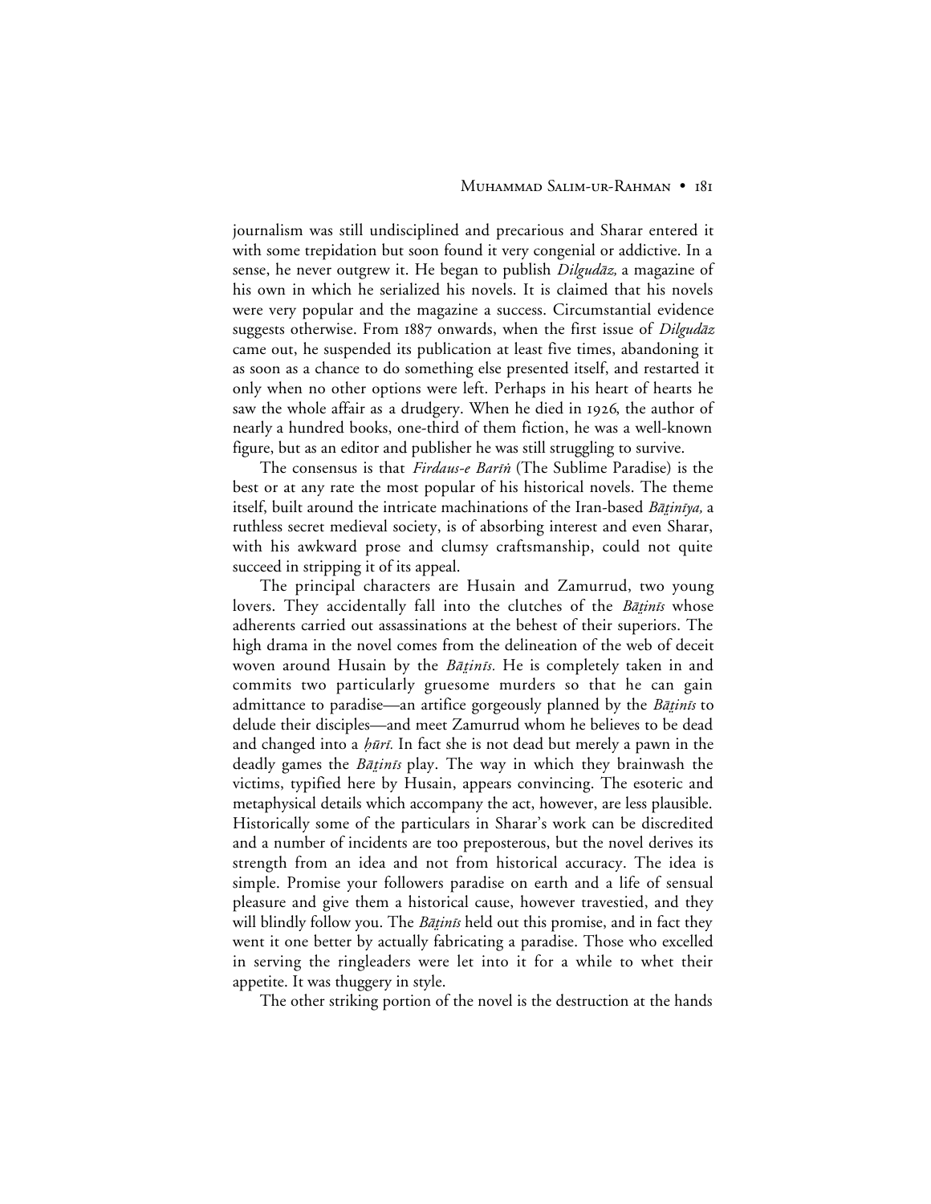journalism was still undisciplined and precarious and Sharar entered it with some trepidation but soon found it very congenial or addictive. In a sense, he never outgrew it. He began to publish *Dilgudāz,* a magazine of his own in which he serialized his novels. It is claimed that his novels were very popular and the magazine a success. Circumstantial evidence suggests otherwise. From 1887 onwards, when the first issue of *Dilgudāz* came out, he suspended its publication at least five times, abandoning it as soon as a chance to do something else presented itself, and restarted it only when no other options were left. Perhaps in his heart of hearts he saw the whole affair as a drudgery. When he died in 1926, the author of nearly a hundred books, one-third of them fiction, he was a well-known figure, but as an editor and publisher he was still struggling to survive.

The consensus is that *Firdaus-e Barīṅ* (The Sublime Paradise) is the best or at any rate the most popular of his historical novels. The theme itself, built around the intricate machinations of the Iran-based *Bāṭinīya,* a ruthless secret medieval society, is of absorbing interest and even Sharar, with his awkward prose and clumsy craftsmanship, could not quite succeed in stripping it of its appeal.

The principal characters are Husain and Zamurrud, two young lovers. They accidentally fall into the clutches of the *Bāṭinīs* whose adherents carried out assassinations at the behest of their superiors. The high drama in the novel comes from the delineation of the web of deceit woven around Husain by the *Bāṭinīs.* He is completely taken in and commits two particularly gruesome murders so that he can gain admittance to paradise—an artifice gorgeously planned by the *Bāṭinīs* to delude their disciples—and meet Zamurrud whom he believes to be dead and changed into a *ḥūrī.* In fact she is not dead but merely a pawn in the deadly games the *Bāṭinīs* play. The way in which they brainwash the victims, typified here by Husain, appears convincing. The esoteric and metaphysical details which accompany the act, however, are less plausible. Historically some of the particulars in Sharar's work can be discredited and a number of incidents are too preposterous, but the novel derives its strength from an idea and not from historical accuracy. The idea is simple. Promise your followers paradise on earth and a life of sensual pleasure and give them a historical cause, however travestied, and they will blindly follow you. The *Bāṭinīs* held out this promise, and in fact they went it one better by actually fabricating a paradise. Those who excelled in serving the ringleaders were let into it for a while to whet their appetite. It was thuggery in style.

The other striking portion of the novel is the destruction at the hands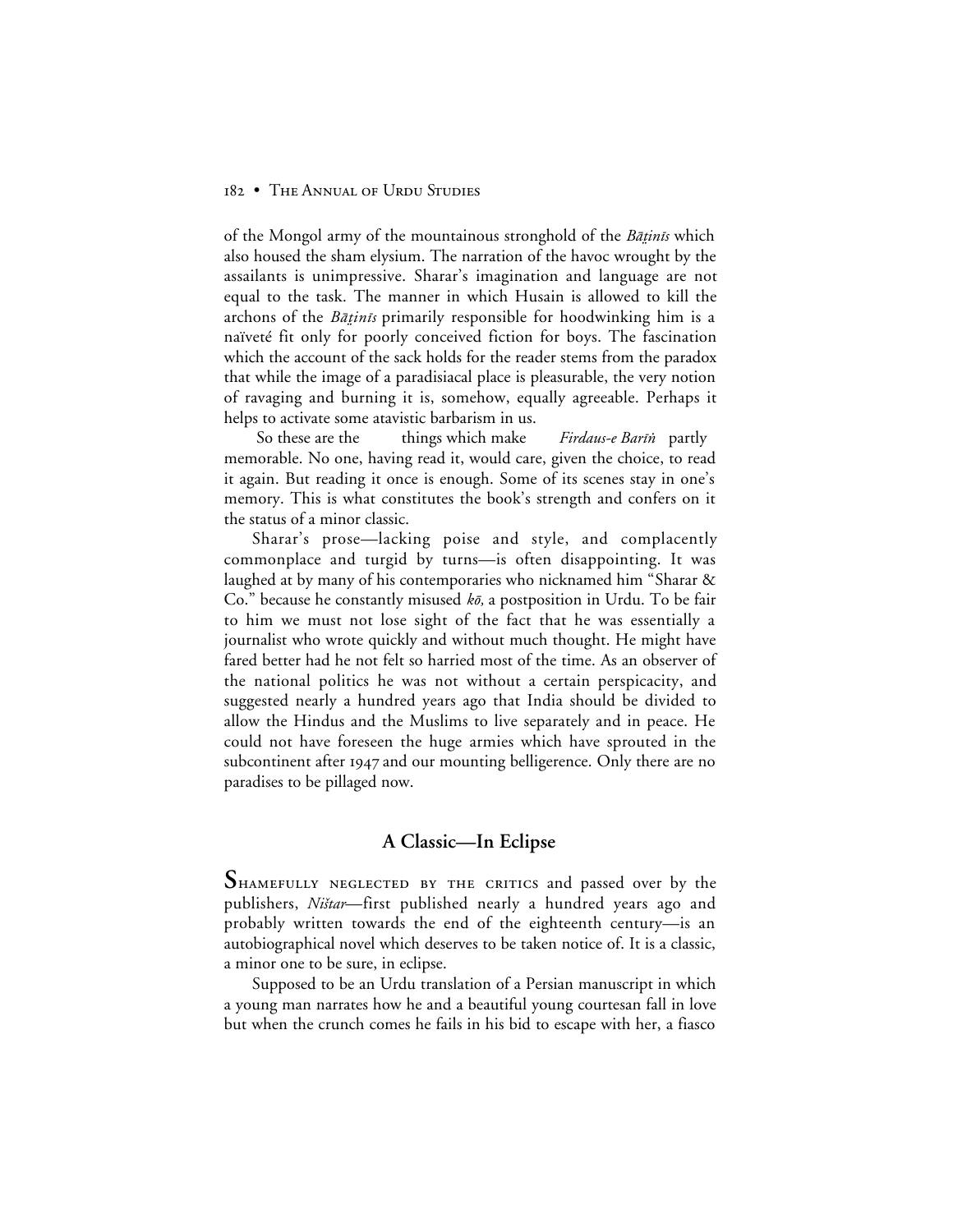of the Mongol army of the mountainous stronghold of the *Bāṯinīs* which also housed the sham elysium. The narration of the havoc wrought by the assailants is unimpressive. Sharar's imagination and language are not equal to the task. The manner in which Husain is allowed to kill the archons of the *Bāṯinīs* primarily responsible for hoodwinking him is a naïveté fit only for poorly conceived fiction for boys. The fascination which the account of the sack holds for the reader stems from the paradox that while the image of a paradisiacal place is pleasurable, the very notion of ravaging and burning it is, somehow, equally agreeable. Perhaps it helps to activate some atavistic barbarism in us.

So these are the things which make *Firdaus-e Barīṅ* partly memorable. No one, having read it, would care, given the choice, to read it again. But reading it once is enough. Some of its scenes stay in one's memory. This is what constitutes the book's strength and confers on it the status of a minor classic.

Sharar's prose—lacking poise and style, and complacently commonplace and turgid by turns—is often disappointing. It was laughed at by many of his contemporaries who nicknamed him "Sharar & Co." because he constantly misused *kō,* a postposition in Urdu. To be fair to him we must not lose sight of the fact that he was essentially a journalist who wrote quickly and without much thought. He might have fared better had he not felt so harried most of the time. As an observer of the national politics he was not without a certain perspicacity, and suggested nearly a hundred years ago that India should be divided to allow the Hindus and the Muslims to live separately and in peace. He could not have foreseen the huge armies which have sprouted in the subcontinent after 1947 and our mounting belligerence. Only there are no paradises to be pillaged now.

## A Classic—In Eclipse

Shamefully neglected by the critics and passed over by the publishers, *Ništar*—first published nearly a hundred years ago and probably written towards the end of the eighteenth century—is an autobiographical novel which deserves to be taken notice of. It is a classic, a minor one to be sure, in eclipse.

Supposed to be an Urdu translation of a Persian manuscript in which a young man narrates how he and a beautiful young courtesan fall in love but when the crunch comes he fails in his bid to escape with her, a fiasco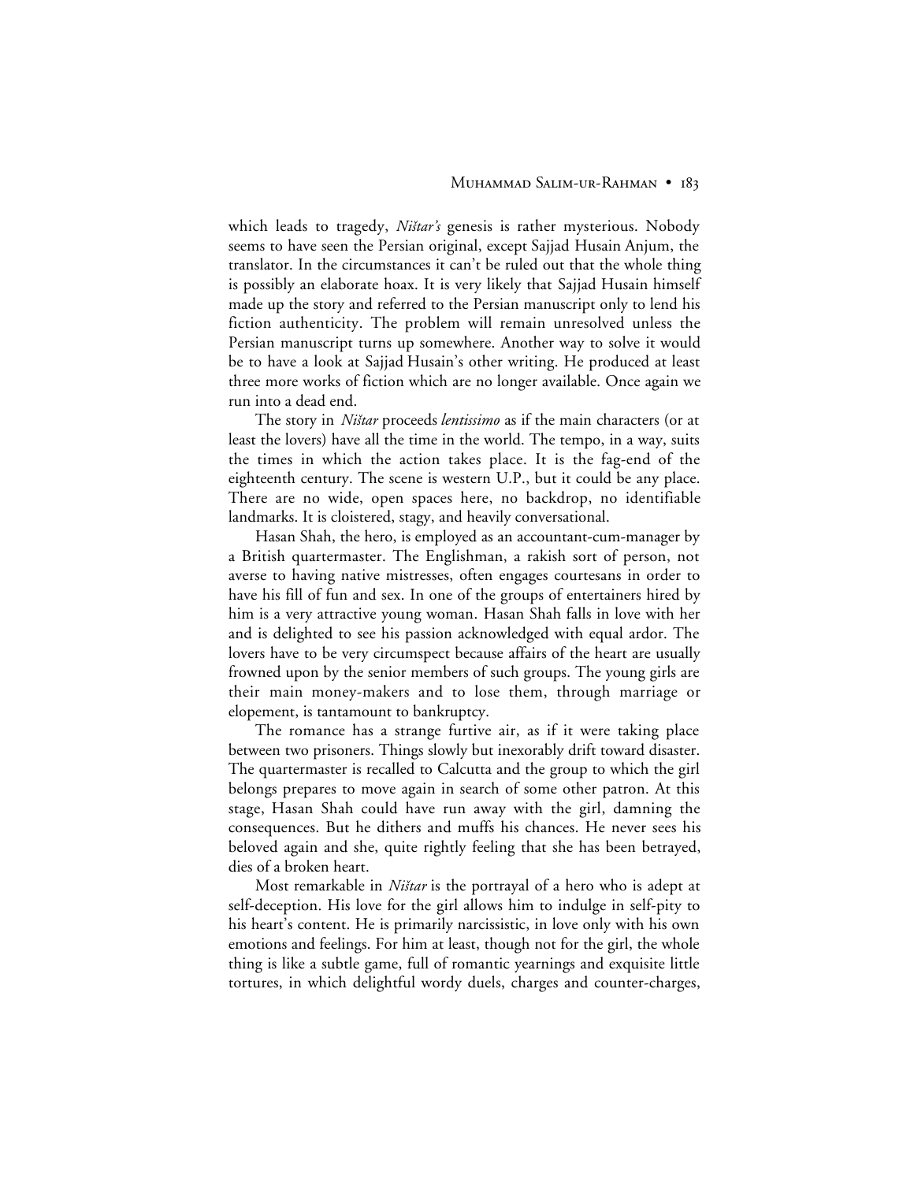which leads to tragedy, *Ništar's* genesis is rather mysterious. Nobody seems to have seen the Persian original, except Sajjad Husain Anjum, the translator. In the circumstances it can't be ruled out that the whole thing is possibly an elaborate hoax. It is very likely that Sajjad Husain himself made up the story and referred to the Persian manuscript only to lend his fiction authenticity. The problem will remain unresolved unless the Persian manuscript turns up somewhere. Another way to solve it would be to have a look at Sajjad Husain's other writing. He produced at least three more works of fiction which are no longer available. Once again we run into a dead end.

The story in *Ništar* proceeds *lentissimo* as if the main characters (or at least the lovers) have all the time in the world. The tempo, in a way, suits the times in which the action takes place. It is the fag-end of the eighteenth century. The scene is western U.P., but it could be any place. There are no wide, open spaces here, no backdrop, no identifiable landmarks. It is cloistered, stagy, and heavily conversational.

Hasan Shah, the hero, is employed as an accountant-cum-manager by a British quartermaster. The Englishman, a rakish sort of person, not averse to having native mistresses, often engages courtesans in order to have his fill of fun and sex. In one of the groups of entertainers hired by him is a very attractive young woman. Hasan Shah falls in love with her and is delighted to see his passion acknowledged with equal ardor. The lovers have to be very circumspect because affairs of the heart are usually frowned upon by the senior members of such groups. The young girls are their main money-makers and to lose them, through marriage or elopement, is tantamount to bankruptcy.

The romance has a strange furtive air, as if it were taking place between two prisoners. Things slowly but inexorably drift toward disaster. The quartermaster is recalled to Calcutta and the group to which the girl belongs prepares to move again in search of some other patron. At this stage, Hasan Shah could have run away with the girl, damning the consequences. But he dithers and muffs his chances. He never sees his beloved again and she, quite rightly feeling that she has been betrayed, dies of a broken heart.

Most remarkable in *Ništar* is the portrayal of a hero who is adept at self-deception. His love for the girl allows him to indulge in self-pity to his heart's content. He is primarily narcissistic, in love only with his own emotions and feelings. For him at least, though not for the girl, the whole thing is like a subtle game, full of romantic yearnings and exquisite little tortures, in which delightful wordy duels, charges and counter-charges,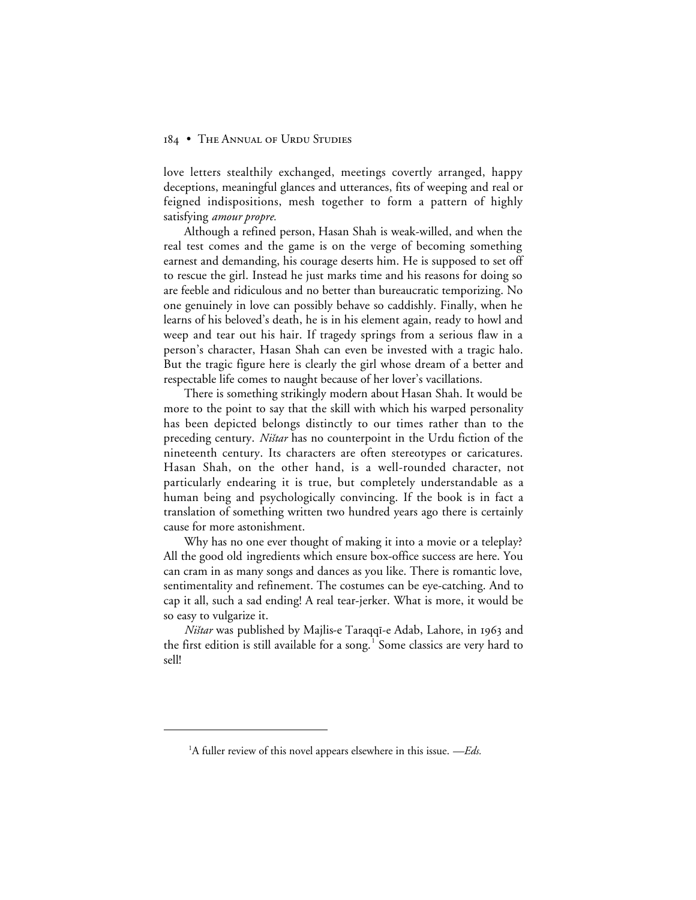love letters stealthily exchanged, meetings covertly arranged, happy deceptions, meaningful glances and utterances, fits of weeping and real or feigned indispositions, mesh together to form a pattern of highly satisfying *amour propre.*

Although a refined person, Hasan Shah is weak-willed, and when the real test comes and the game is on the verge of becoming something earnest and demanding, his courage deserts him. He is supposed to set off to rescue the girl. Instead he just marks time and his reasons for doing so are feeble and ridiculous and no better than bureaucratic temporizing. No one genuinely in love can possibly behave so caddishly. Finally, when he learns of his beloved's death, he is in his element again, ready to howl and weep and tear out his hair. If tragedy springs from a serious flaw in a person's character, Hasan Shah can even be invested with a tragic halo. But the tragic figure here is clearly the girl whose dream of a better and respectable life comes to naught because of her lover's vacillations.

There is something strikingly modern about Hasan Shah. It would be more to the point to say that the skill with which his warped personality has been depicted belongs distinctly to our times rather than to the preceding century. *Ništar* has no counterpoint in the Urdu fiction of the nineteenth century. Its characters are often stereotypes or caricatures. Hasan Shah, on the other hand, is a well-rounded character, not particularly endearing it is true, but completely understandable as a human being and psychologically convincing. If the book is in fact a translation of something written two hundred years ago there is certainly cause for more astonishment.

Why has no one ever thought of making it into a movie or a teleplay? All the good old ingredients which ensure box-office success are here. You can cram in as many songs and dances as you like. There is romantic love, sentimentality and refinement. The costumes can be eye-catching. And to cap it all, such a sad ending! A real tear-jerker. What is more, it would be so easy to vulgarize it.

*Ništar* was published by Majlis-e Taraqqī-e Adab, Lahore, in 1963 and the first edition is still available for a song.[1] Some classics are very hard to sell!

---

[1]A fuller review of this novel appears elsewhere in this issue. —*Eds.*